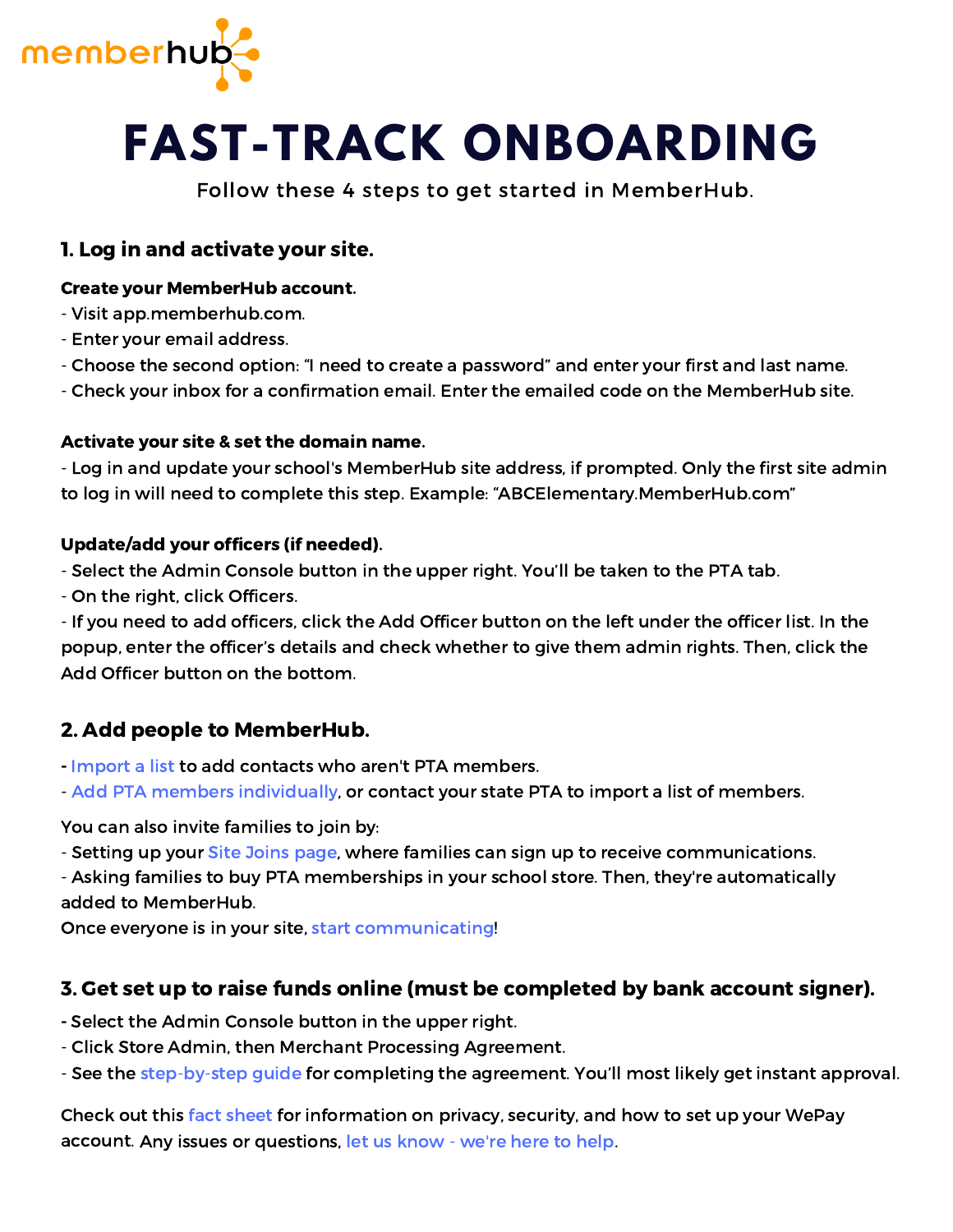memberhub

# FAST-TRACK ONBOARDING

Follow these 4 steps to get started in MemberHub.

## 1. Log in and activate your site.

**Create your MemberHub account.**

- Visit app.memberhub.com.
- Enter your email address.
- Choose the second option: "I need to create a password" and enter your first and last name.
- Check your inbox for a confirmation email. Enter the emailed code on the MemberHub site.

**Activate your site & set the domain name.**

- Log in and update your school's MemberHub site address, if prompted. Only the first site admin to log in will need to complete this step. Example: "ABCElementary.MemberHub.com"

**Update/add your officers (if needed).**

- Select the Admin Console button in the upper right. You'll be taken to the PTA tab.
- On the right, click Officers.
- If you need to add officers, click the Add Officer button on the left under the officer list. In the popup, enter the officer's details and check whether to give them admin rights. Then, click the Add Officer button on the bottom.

## 2. Add people to MemberHub.

- Import a list to add contacts who aren't PTA members.
- Add PTA members individually, or contact your state PTA to import a list of members.

You can also invite families to join by:

- Setting up your Site Joins page, where families can sign up to receive communications.
- Asking families to buy PTA memberships in your school store. Then, they're automatically added to MemberHub.

Once everyone is in your site, start communicating!

## 3. Get set up to raise funds online (must be completed by bank account signer).

- Select the Admin Console button in the upper right.
- Click Store Admin, then Merchant Processing Agreement.
- See the step-by-step guide for completing the agreement. You'll most likely get instant approval.

Check out this fact sheet for information on privacy, security, and how to set up your WePay account. Any issues or questions, let us know - we're here to help.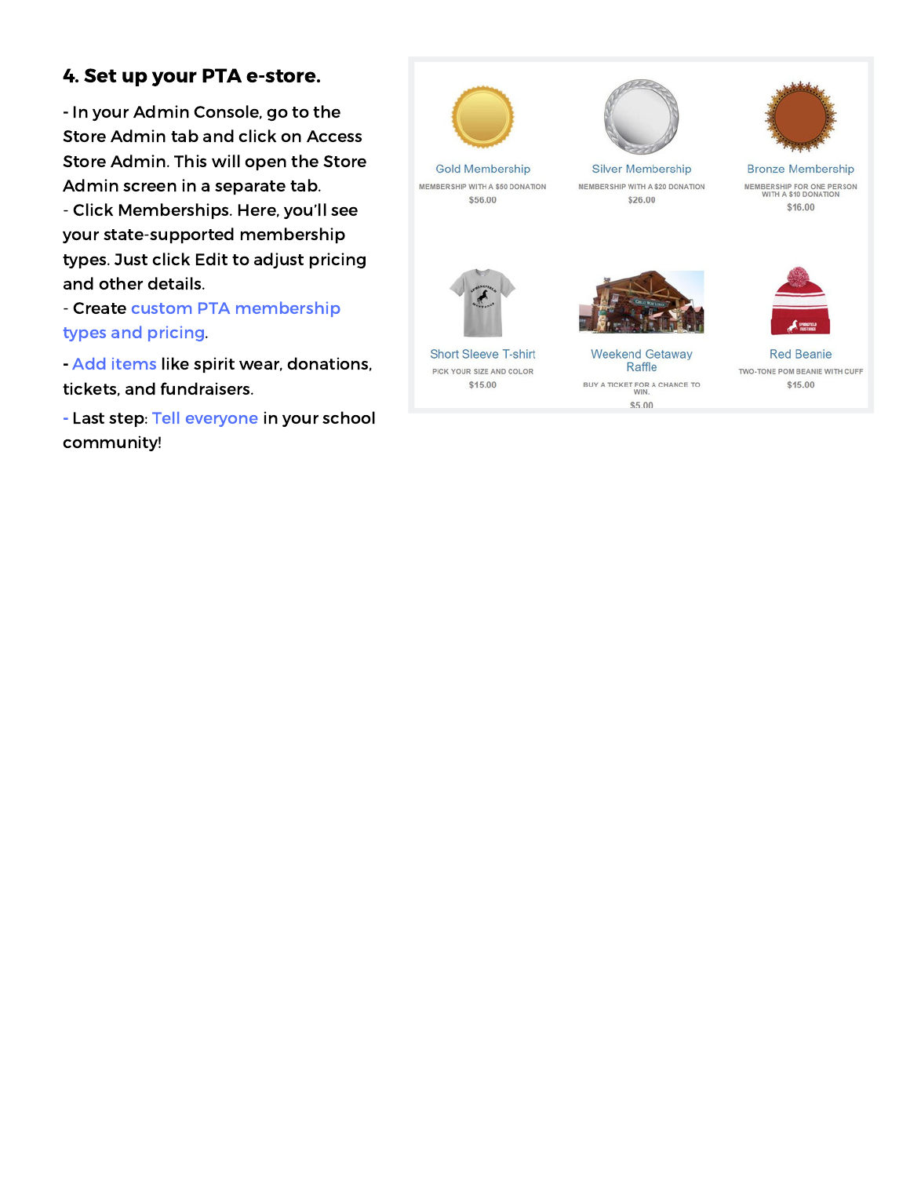### 4. Set up your PTA e-store.

- In your Admin Console, go to the Store Admin tab and click on Access Store Admin. This will open the Store Admin screen in a separate tab.
- Click Memberships. Here, you'll see your state-supported membership types. Just click Edit to adjust pricing and other details.
- Create custom PTA membership types and pricing.

- Add items like spirit wear, donations, tickets, and fundraisers.

- Last step: Tell everyone in your school community!